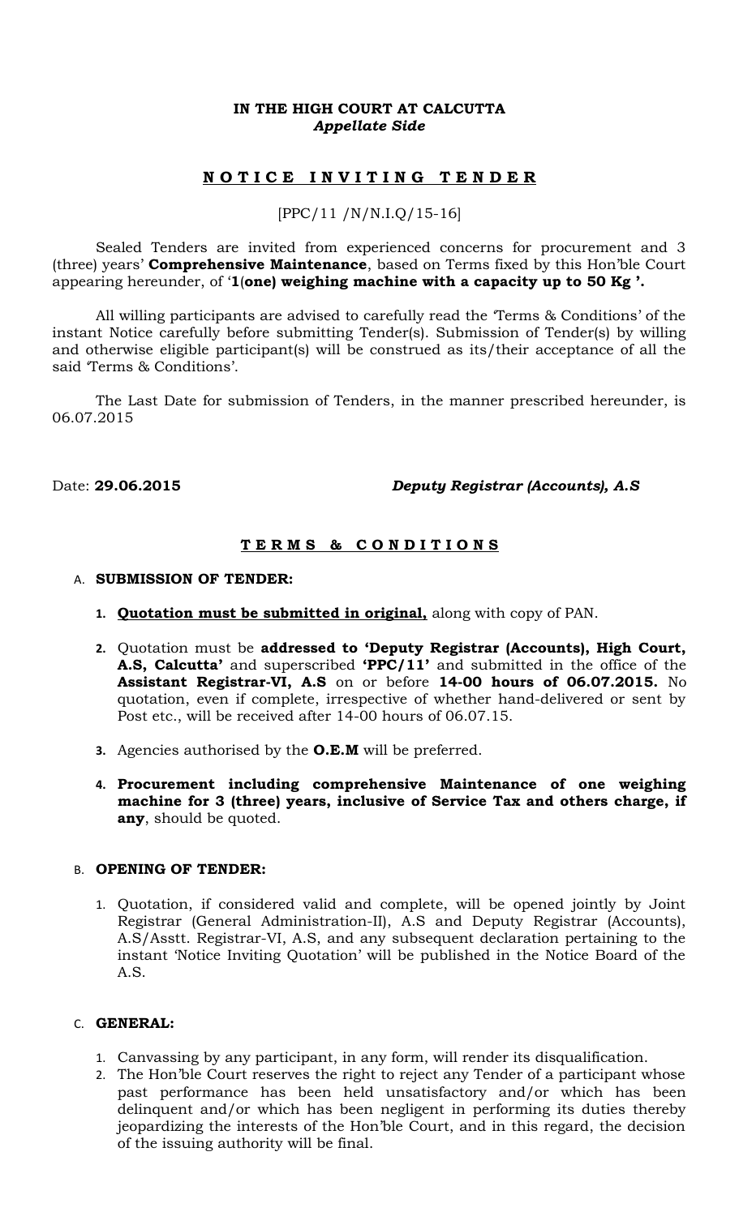**IN THE HIGH COURT AT CALCUTTA**
***Appellate Side***

## **N O T I C E I N V I T I N G T E N D E R**

[PPC/11 /N/N.I.Q/15-16]

Sealed Tenders are invited from experienced concerns for procurement and 3 (three) years' **Comprehensive Maintenance**, based on Terms fixed by this Hon'ble Court appearing hereunder, of '**1**(**one) weighing machine with a capacity up to 50 Kg '.**

All willing participants are advised to carefully read the 'Terms & Conditions' of the instant Notice carefully before submitting Tender(s). Submission of Tender(s) by willing and otherwise eligible participant(s) will be construed as its/their acceptance of all the said 'Terms & Conditions'.

The Last Date for submission of Tenders, in the manner prescribed hereunder, is 06.07.2015

Date: **29.06.2015** ***Deputy Registrar (Accounts), A.S***

## **T E R M S & C O N D I T I O N S**

A. **SUBMISSION OF TENDER:**

1. **Quotation must be submitted in original,** along with copy of PAN.
2. Quotation must be **addressed to 'Deputy Registrar (Accounts), High Court, A.S, Calcutta'** and superscribed **'PPC/11'** and submitted in the office of the **Assistant Registrar-VI, A.S** on or before **14-00 hours of 06.07.2015.** No quotation, even if complete, irrespective of whether hand-delivered or sent by Post etc., will be received after 14-00 hours of 06.07.15.
3. Agencies authorised by the **O.E.M** will be preferred.
4. **Procurement including comprehensive Maintenance of one weighing machine for 3 (three) years, inclusive of Service Tax and others charge, if any**, should be quoted.

B. **OPENING OF TENDER:**

1. Quotation, if considered valid and complete, will be opened jointly by Joint Registrar (General Administration-II), A.S and Deputy Registrar (Accounts), A.S/Asstt. Registrar-VI, A.S, and any subsequent declaration pertaining to the instant 'Notice Inviting Quotation' will be published in the Notice Board of the A.S.

C. **GENERAL:**

1. Canvassing by any participant, in any form, will render its disqualification.
2. The Hon'ble Court reserves the right to reject any Tender of a participant whose past performance has been held unsatisfactory and/or which has been delinquent and/or which has been negligent in performing its duties thereby jeopardizing the interests of the Hon'ble Court, and in this regard, the decision of the issuing authority will be final.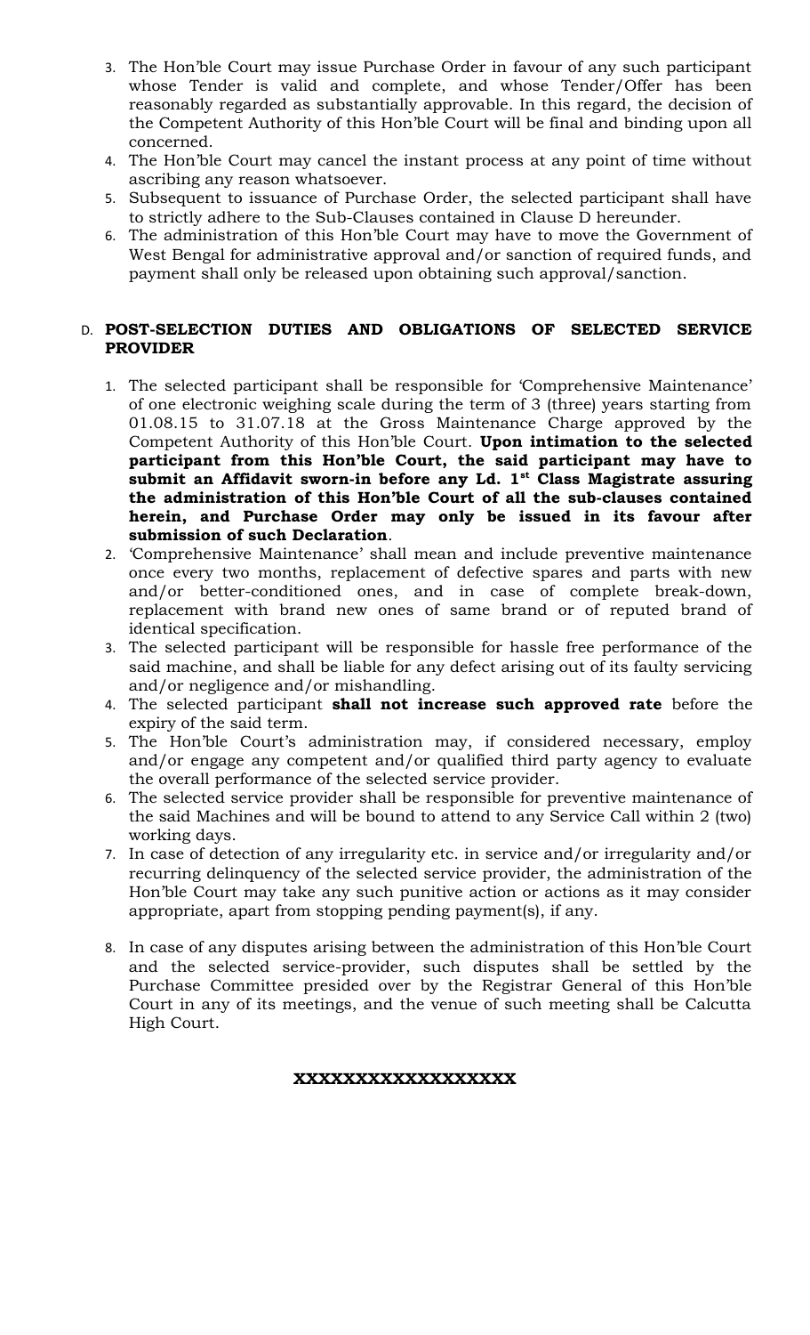3. The Hon'ble Court may issue Purchase Order in favour of any such participant whose Tender is valid and complete, and whose Tender/Offer has been reasonably regarded as substantially approvable. In this regard, the decision of the Competent Authority of this Hon'ble Court will be final and binding upon all concerned.
4. The Hon'ble Court may cancel the instant process at any point of time without ascribing any reason whatsoever.
5. Subsequent to issuance of Purchase Order, the selected participant shall have to strictly adhere to the Sub-Clauses contained in Clause D hereunder.
6. The administration of this Hon'ble Court may have to move the Government of West Bengal for administrative approval and/or sanction of required funds, and payment shall only be released upon obtaining such approval/sanction.

## D. POST-SELECTION DUTIES AND OBLIGATIONS OF SELECTED SERVICE PROVIDER

1. The selected participant shall be responsible for 'Comprehensive Maintenance' of one electronic weighing scale during the term of 3 (three) years starting from 01.08.15 to 31.07.18 at the Gross Maintenance Charge approved by the Competent Authority of this Hon'ble Court. **Upon intimation to the selected participant from this Hon'ble Court, the said participant may have to submit an Affidavit sworn-in before any Ld. 1st Class Magistrate assuring the administration of this Hon'ble Court of all the sub-clauses contained herein, and Purchase Order may only be issued in its favour after submission of such Declaration**.
2. 'Comprehensive Maintenance' shall mean and include preventive maintenance once every two months, replacement of defective spares and parts with new and/or better-conditioned ones, and in case of complete break-down, replacement with brand new ones of same brand or of reputed brand of identical specification.
3. The selected participant will be responsible for hassle free performance of the said machine, and shall be liable for any defect arising out of its faulty servicing and/or negligence and/or mishandling.
4. The selected participant **shall not increase such approved rate** before the expiry of the said term.
5. The Hon'ble Court's administration may, if considered necessary, employ and/or engage any competent and/or qualified third party agency to evaluate the overall performance of the selected service provider.
6. The selected service provider shall be responsible for preventive maintenance of the said Machines and will be bound to attend to any Service Call within 2 (two) working days.
7. In case of detection of any irregularity etc. in service and/or irregularity and/or recurring delinquency of the selected service provider, the administration of the Hon'ble Court may take any such punitive action or actions as it may consider appropriate, apart from stopping pending payment(s), if any.
8. In case of any disputes arising between the administration of this Hon'ble Court and the selected service-provider, such disputes shall be settled by the Purchase Committee presided over by the Registrar General of this Hon'ble Court in any of its meetings, and the venue of such meeting shall be Calcutta High Court.

**XXXXXXXXXXXXXXXXXX**